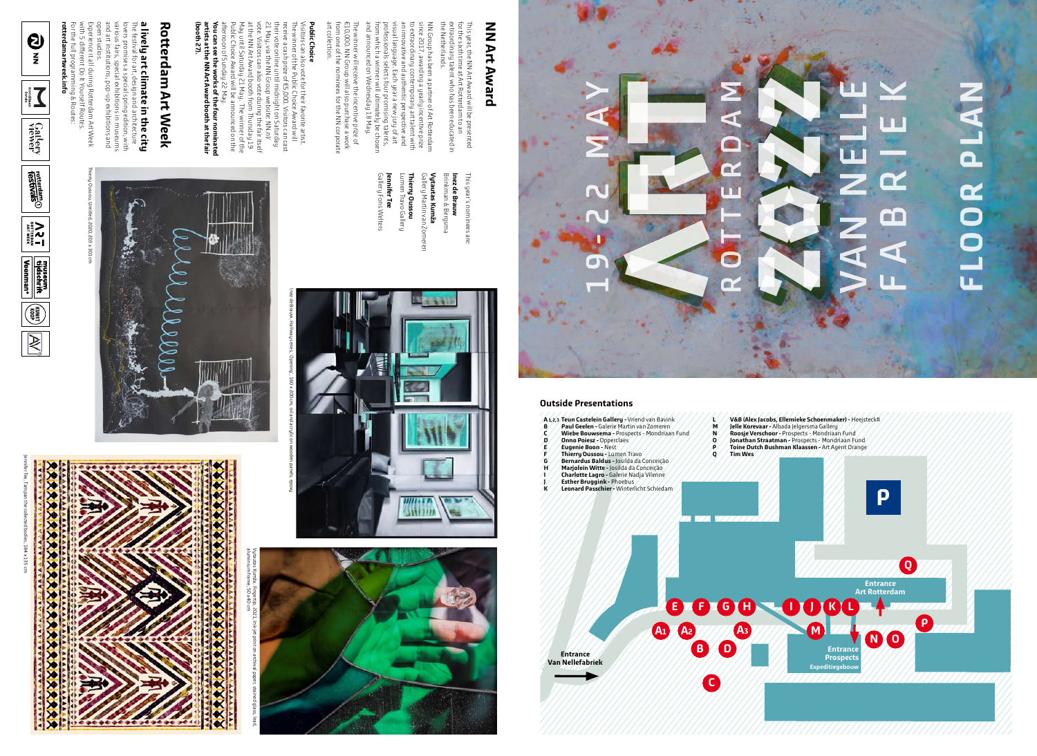## NN Art Award

This year, the NN Art Award will be presented for the sixth time at Art Rotterdam to an extraordinary talent who has been educated in the Netherlands.

NN Group has been a partner of Art Rotterdam since 2017, awarding a yearly incentive prize to extraordinary contemporary art talent with an innovative and authentic perspective and visual language. Each year a new jury of art professionals selects four promising talents, from which the winner will ultimately be chosen and announced on Wednesday 18 May.

The winner will receive the incentive prize of €10,000. NN Group will also purchase a work from one of the nominees for the NN corporate art collection.

This year's nominees are:

**Inez de Brauw**
Brinkman & Bergsma

**Vytautas Kumža**
Gallery Martin van Zomeren

**Thierry Oussou**
Lumen Travo Gallery

**Jennifer Tee**
Gallery Fons Welters

### Public Choice

Visitors can also vote for their favorite artist. The winner of the Public Choice Award will receive a cash prize of €5,000. Visitors can cast their vote online until midnight on Saturday 21 May, via the NN Group website: NN.nl/vote. Visitors can also vote during the fair itself at the NN Art Award booth from Thursday 19 May until Saturday 21 May. The winner of the Public Choice Award will be announced on the afternoon of Sunday 22 May.

**You can see the works of the four nominated artists at the NN Art Award booth at the fair (booth 27).**

## Rotterdam Art Week

### a lively art climate in the city

The festival for art, design and architecture lovers promises a special spring edition, with various fairs, special exhibitions in museums and art institutions, pop-up exhibitions and open studios.

Experience it all during Rotterdam Art Week with 5 different Do It Yourself Routes.

For the full programming & Routes:
**rotterdamartweek.info**

Thierry Oussou, Untitled, 2020, 201 x 101 cm

Inez de Brauw, Hallways series, 'Opening', 160 x 200 cm, oil and acrylic on wooden panels, 2022

Vytautas Kumža, Fingertip, 2021, Inkjet print on archival paper, stained glass, lead, aluminium frame, 50 x 40 cm

Jennifer Tee, Tampan the collected bodies, 184 x 135 cm

# 19-22 MAY
# ART 2022 ROTTERDAM
# VAN NELLE FABRIEK
# FLOOR PLAN

### Outside Presentations

| | |
|---|---|
| A 1,2,3 | **Teun Castelein Gallery** - Vriend van Bavink |
| B | **Paul Geelen** - Galerie Martin van Zomeren |
| C | **Wiebe Bouwsema** - Prospects - Mondriaan Fund |
| D | **Onno Poiesz** - Opperclaes |
| E | **Eugenie Boon** - Nest |
| F | **Thierry Oussou** - Lumen Travo |
| G | **Bernardus Baldus** - Josilda da Conceição |
| H | **Marjolein Witte** - Josilda da Conceição |
| I | **Charlotte Lagro** - Galerie Nadja Vilenne |
| J | **Esther Bruggink** - Phoebus |
| K | **Leonard Passchier** - Winterlicht Schiedam |
| L | **V&B (Alex Jacobs, Ellemieke Schoenmaker)** - Heejsteck# |
| M | **Jelle Korevaar** - Albada Jelgersma Gallery |
| N | **Roosje Verschoor** - Prospects - Mondriaan Fund |
| O | **Jonathan Straatman** - Prospects - Mondriaan Fund |
| P | **Toine Dutch Bushman Klaassen** - Art Agent Orange |
| Q | **Tim Wes** |

Entrance Van Nellefabriek

Entrance Art Rotterdam

Entrance Prospects
Expeditiegebouw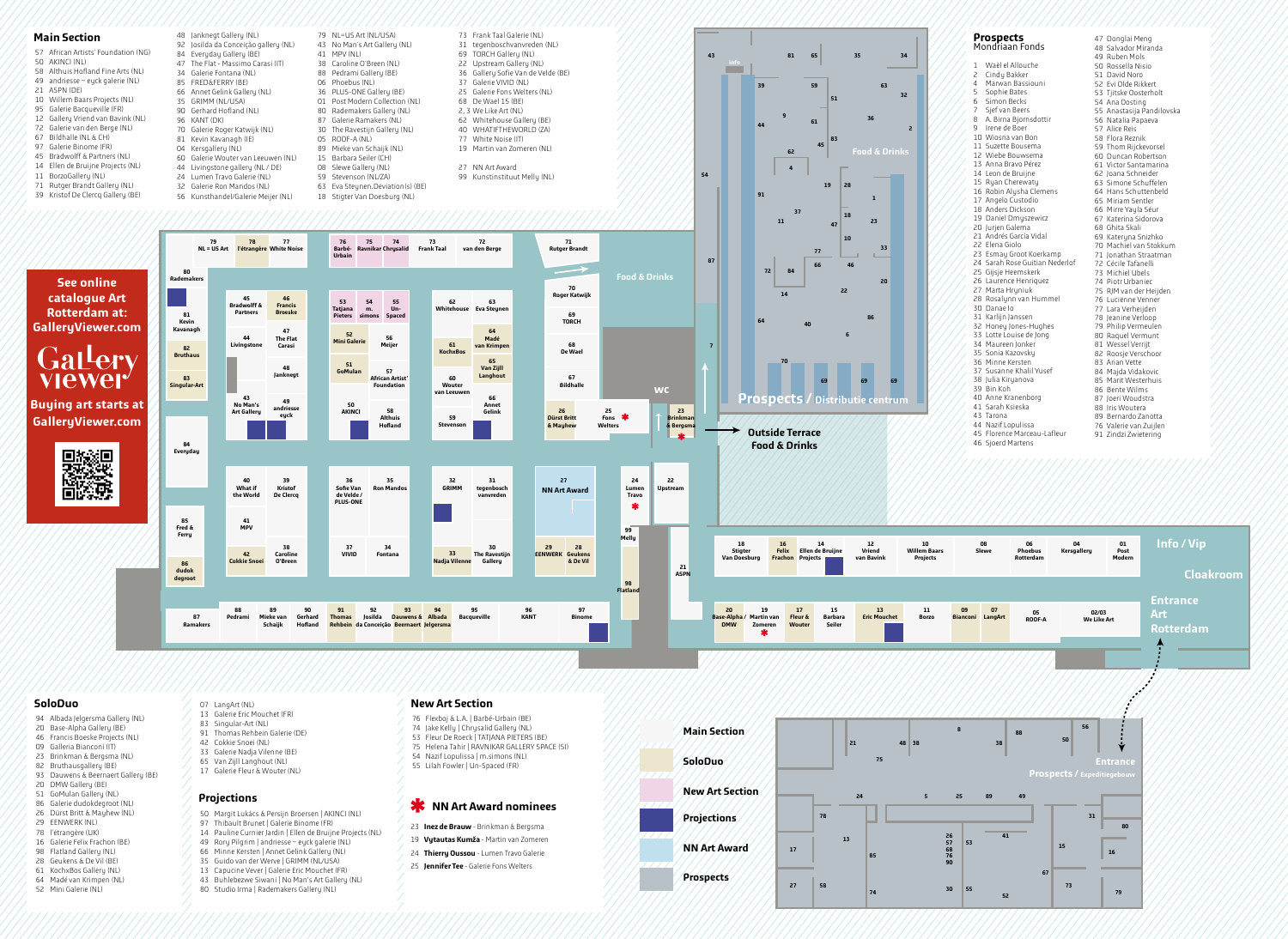## Main Section

57 African Artists' Foundation (NG)
50 AKINCI (NL)
58 Althuis Hofland Fine Arts (NL)
49 andriesse ~ eyck galerie (NL)
21 ASPN (DE)
10 Willem Baars Projects (NL)
95 Galerie Bacqueville (FR)
12 Gallery Vriend van Bavink (NL)
72 Galerie van den Berge (NL)
67 Bildhalle (NL & CH)
97 Galerie Binome (FR)
45 Bradwolff & Partners (NL)
14 Ellen de Bruijne Projects (NL)
11 BorzoGallery (NL)
71 Rutger Brandt Gallery (NL)
39 Kristof De Clercq Gallery (BE)
48 Janknegt Gallery (NL)
92 Josilda da Conceição gallery (NL)
84 Everyday Gallery (BE)
47 The Flat - Massimo Carasi (IT)
34 Galerie Fontana (NL)
88 Pedrami Gallery (BE)
85 FRED&FERRY (BE)
66 Annet Gelink Gallery (NL)
35 GRIMM (NL/USA)
90 Gerhard Hofland (NL)
96 KANT (DK)
70 Galerie Roger Katwijk (NL)
81 Kevin Kavanagh (IE)
04 Kersgallery (NL)
60 Galerie Wouter van Leeuwen (NL)
44 Livingstone gallery (NL / DE)
24 Lumen Travo Galerie (NL)
32 Galerie Ron Mandos (NL)
56 Kunsthandel/Galerie Meijer (NL)
79 NL=US Art (NL/USA)
43 No Man's Art Gallery (NL)
41 MPV (NL)
38 Caroline O'Breen (NL)
88 Pedrami Gallery (BE)
06 Phoebus (NL)
36 PLUS-ONE Gallery (BE)
01 Post Modern Collection (NL)
80 Rademakers Gallery (NL)
87 Galerie Ramakers (NL)
30 The Ravestijn Gallery (NL)
05 ROOF-A (NL)
89 Mieke van Schaijk (NL)
15 Barbara Seiler (CH)
08 Slewe Gallery (NL)
59 Stevenson (NL/ZA)
63 Eva Steynen.Deviation(s) (BE)
18 Stigter Van Doesburg (NL)
73 Frank Taal Galerie (NL)
31 tegenboschvanvreden (NL)
69 TORCH Gallery (NL)
22 Upstream Gallery (NL)
36 Gallery Sofie Van de Velde (BE)
37 Galerie VIVID (NL)
25 Galerie Fons Welters (NL)
68 De Wael 15 (BE)
2, 3 We Like Art (NL)
62 Whitehouse Gallery (BE)
40 WHATIFTHEWORLD (ZA)
77 White Noise (IT)
19 Martin van Zomeren (NL)

27 NN Art Award
99 Kunstinstituut Melly (NL)

## Prospects
Mondriaan Fonds

1 Waël el Allouche
2 Cindy Bakker
4 Marwan Bassiouni
5 Sophie Bates
6 Simon Becks
7 Sjef van Beers
8 A. Birna Bjornsdottir
9 Irene de Boer
10 Wiosna van Bon
11 Suzette Bousema
12 Wiebe Bouwsema
13 Anna Bravo Pérez
14 Leon de Bruijne
15 Ryan Cherewaty
16 Robin Alysha Clemens
17 Angelo Custodio
18 Anders Dickson
19 Daniel Dmyszewicz
20 Jurjen Galema
21 Andrés García Vidal
22 Elena Giolo
23 Esmay Groot Koerkamp
24 Sarah Rose Guitian Nederlof
25 Gijsje Heemskerk
26 Laurence Henriquez
27 Marta Hryniuk
28 Rosalynn van Hummel
30 Danae Io
31 Karlijn Janssen
32 Honey Jones-Hughes
33 Lotte Louise de Jong
34 Maureen Jonker
35 Sonia Kazovsky
36 Minne Kersten
37 Susanne Khalil Yusef
38 Julia Kiryanova
39 Bin Koh
40 Anne Kranenborg
41 Sarah Kiessa
43 Tarona
44 Nazif Lopulissa
45 Florence Marceau-Lafleur
46 Sjoerd Martens
47 Donglai Meng
48 Salvador Miranda
49 Ruben Mols
50 Rossella Nisio
51 David Noro
52 Evi Olde Rikkert
53 Tjitske Oosterholt
54 Ana Oosting
55 Anastasija Pandilovska
56 Natalia Papaeva
57 Alice Reis
58 Flora Reznik
59 Thom Rijckevorsel
60 Duncan Robertson
61 Victor Santamarina
62 Joana Schneider
63 Simone Schuffelen
64 Hans Schuttenbeld
65 Miriam Sentler
66 Mirre Yayla Séur
67 Katerina Sidorova
68 Ghita Skali
69 Kateryna Snizhko
70 Machiel van Stokkum
71 Jonathan Straatman
72 Cécile Tafanelli
73 Michiel Ubels
74 Piotr Urbaniec
75 RJM van der Heijden
76 Luciënne Venner
77 Lara Verheijden
78 Jeanine Verloop
79 Philip Vermeulen
80 Raquel Vermunt
81 Wessel Verrijt
82 Roosje Verschoor
83 Arian Vette
84 Majda Vidakovic
85 Marit Westerhuis
86 Bente Wilms
87 Joeri Woudstra
88 Iris Wouters
89 Barend Zanotta
76 Valerie van Zuijlen
91 Zindzi Zwietering

**See online catalogue Art Rotterdam at: GalleryViewer.com**

**Gallery viewer**

**Buying art starts at GalleryViewer.com**

Food & Drinks

Prospects / Distributie centrum

Outside Terrace Food & Drinks

WC

Info / Vip

Cloakroom

Entrance Art Rotterdam

Entrance Prospects / Expeditiegebouw

## SoloDuo

94 Albada Jelgersma Gallery (NL)
20 Base-Alpha Gallery (BE)
46 Francis Boeske Projects (NL)
09 Galleria Bianconi (IT)
23 Brinkman & Bergsma (NL)
82 Bruthausgallery (BE)
93 Dauwens & Beernaert Gallery (BE)
20 DMW Gallery (BE)
51 GoMulan Gallery (NL)
86 Galerie dudokdegroot (NL)
26 Dürst Britt & Mayhew (NL)
29 EENWERK (NL)
78 l'étrangère (UK)
16 Galerie Felix Frachon (BE)
98 Flatland Gallery (NL)
28 Geukens & De Vil (BE)
61 KochxBos Gallery (NL)
64 Madé van Krimpen (NL)
52 Mini Galerie (NL)
07 LangArt (NL)
13 Galerie Eric Mouchet (FR)
83 Singular-Art (NL)
91 Thomas Rehbein Galerie (DE)
42 Cokkie Snoei (NL)
33 Galerie Nadja Vilenne (BE)
65 Van Zijll Langhout (NL)
17 Galerie Fleur & Wouter (NL)

## Projections

50 Margit Lukács & Persijn Broersen | AKINCI (NL)
97 Thibault Brunet | Galerie Binome (FR)
14 Pauline Curnier Jardin | Ellen de Bruijne Projects (NL)
49 Rory Pilgrim | andriesse ~ eyck galerie (NL)
66 Minne Kersten | Annet Gelink Gallery (NL)
35 Guido van der Werve | GRIMM (NL/USA)
13 Capucine Vever | Galerie Eric Mouchet (FR)
43 Buhlebezwe Siwani | No Man's Art Gallery (NL)
80 Studio Irma | Rademakers Gallery (NL)

## New Art Section

76 Flexboj & L.A. | Barbé-Urbain (BE)
74 Jake Kelly | Chrysalid Gallery (NL)
53 Fleur De Roeck | TATJANA PIETERS (BE)
75 Helena Tahir | RAVNIKAR GALLERY SPACE (SI)
54 Nazif Lopulissa | m.simons (NL)
55 Lilah Fowler | Un-Spaced (FR)

## * NN Art Award nominees

23 **Inez de Brauw** - Brinkman & Bergsma
19 **Vytautas Kumža** - Martin van Zomeren
24 **Thierry Oussou** - Lumen Travo Galerie
25 **Jennifer Tee** - Galerie Fons Welters

Main Section
SoloDuo
New Art Section
Projections
NN Art Award
Prospects